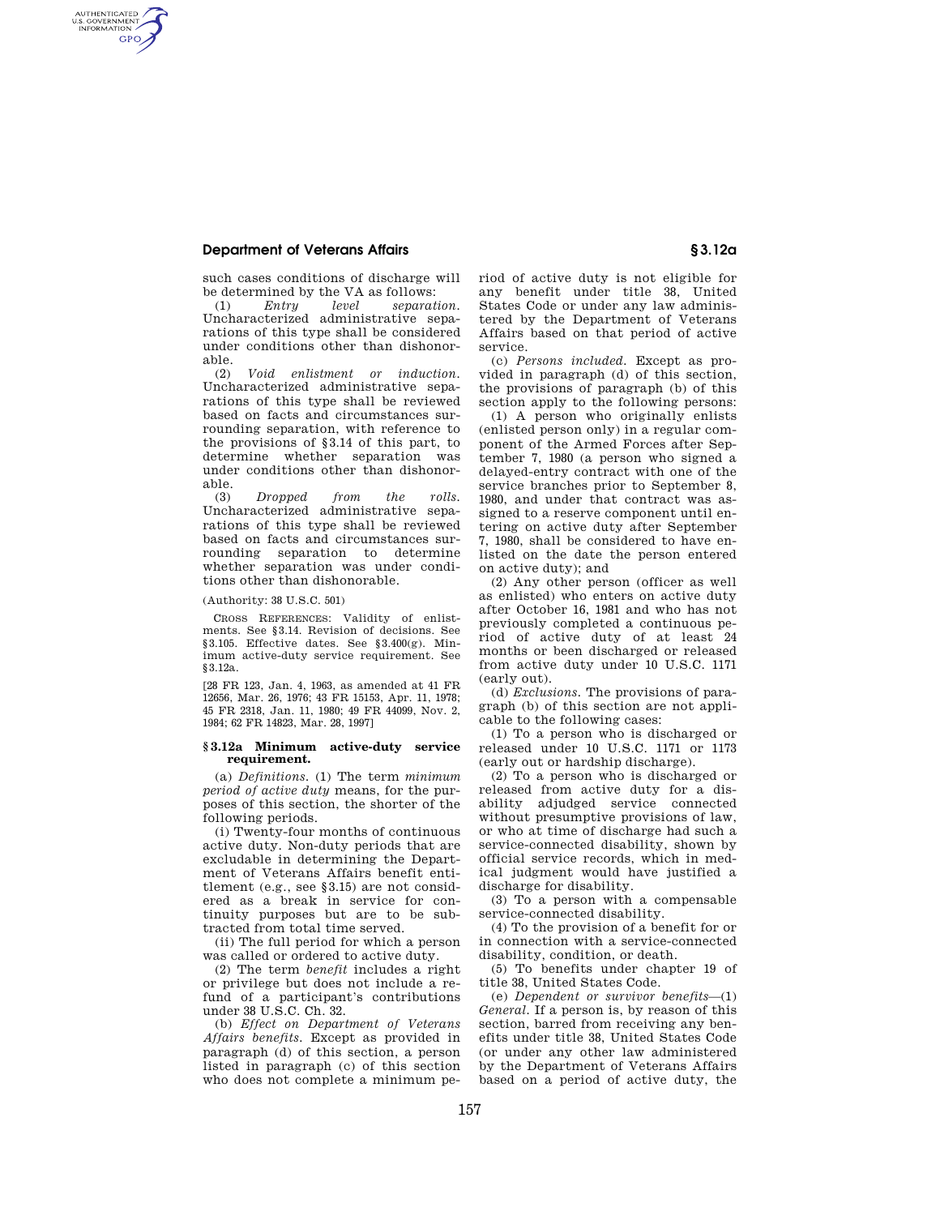such cases conditions of discharge will be determined by the VA as follows:

(1) *Entry level separation.* Uncharacterized administrative separations of this type shall be considered under conditions other than dishonorable.

(2) *Void enlistment or induction.* Uncharacterized administrative separations of this type shall be reviewed based on facts and circumstances surrounding separation, with reference to the provisions of §3.14 of this part, to determine whether separation was under conditions other than dishonorable.

(3) *Dropped from the rolls.* Uncharacterized administrative separations of this type shall be reviewed based on facts and circumstances surrounding separation to determine whether separation was under conditions other than dishonorable.

(Authority: 38 U.S.C. 501)

CROSS REFERENCES: Validity of enlistments. See §3.14. Revision of decisions. See §3.105. Effective dates. See §3.400(g). Minimum active-duty service requirement. See §3.12a.

[28 FR 123, Jan. 4, 1963, as amended at 41 FR 12656, Mar. 26, 1976; 43 FR 15153, Apr. 11, 1978; 45 FR 2318, Jan. 11, 1980; 49 FR 44099, Nov. 2, 1984; 62 FR 14823, Mar. 28, 1997]

## §3.12a Minimum active-duty service requirement.

(a) *Definitions.* (1) The term *minimum period of active duty* means, for the purposes of this section, the shorter of the following periods.

(i) Twenty-four months of continuous active duty. Non-duty periods that are excludable in determining the Department of Veterans Affairs benefit entitlement (e.g., see §3.15) are not considered as a break in service for continuity purposes but are to be subtracted from total time served.

(ii) The full period for which a person was called or ordered to active duty.

(2) The term *benefit* includes a right or privilege but does not include a refund of a participant's contributions under 38 U.S.C. Ch. 32.

(b) *Effect on Department of Veterans Affairs benefits.* Except as provided in paragraph (d) of this section, a person listed in paragraph (c) of this section who does not complete a minimum period of active duty is not eligible for any benefit under title 38, United States Code or under any law administered by the Department of Veterans Affairs based on that period of active service.

(c) *Persons included.* Except as provided in paragraph (d) of this section, the provisions of paragraph (b) of this section apply to the following persons:

(1) A person who originally enlists (enlisted person only) in a regular component of the Armed Forces after September 7, 1980 (a person who signed a delayed-entry contract with one of the service branches prior to September 8, 1980, and under that contract was assigned to a reserve component until entering on active duty after September 7, 1980, shall be considered to have enlisted on the date the person entered on active duty); and

(2) Any other person (officer as well as enlisted) who enters on active duty after October 16, 1981 and who has not previously completed a continuous period of active duty of at least 24 months or been discharged or released from active duty under 10 U.S.C. 1171 (early out).

(d) *Exclusions.* The provisions of paragraph (b) of this section are not applicable to the following cases:

(1) To a person who is discharged or released under 10 U.S.C. 1171 or 1173 (early out or hardship discharge).

(2) To a person who is discharged or released from active duty for a disability adjudged service connected without presumptive provisions of law, or who at time of discharge had such a service-connected disability, shown by official service records, which in medical judgment would have justified a discharge for disability.

(3) To a person with a compensable service-connected disability.

(4) To the provision of a benefit for or in connection with a service-connected disability, condition, or death.

(5) To benefits under chapter 19 of title 38, United States Code.

(e) *Dependent or survivor benefits*—(1) *General.* If a person is, by reason of this section, barred from receiving any benefits under title 38, United States Code (or under any other law administered by the Department of Veterans Affairs based on a period of active duty, the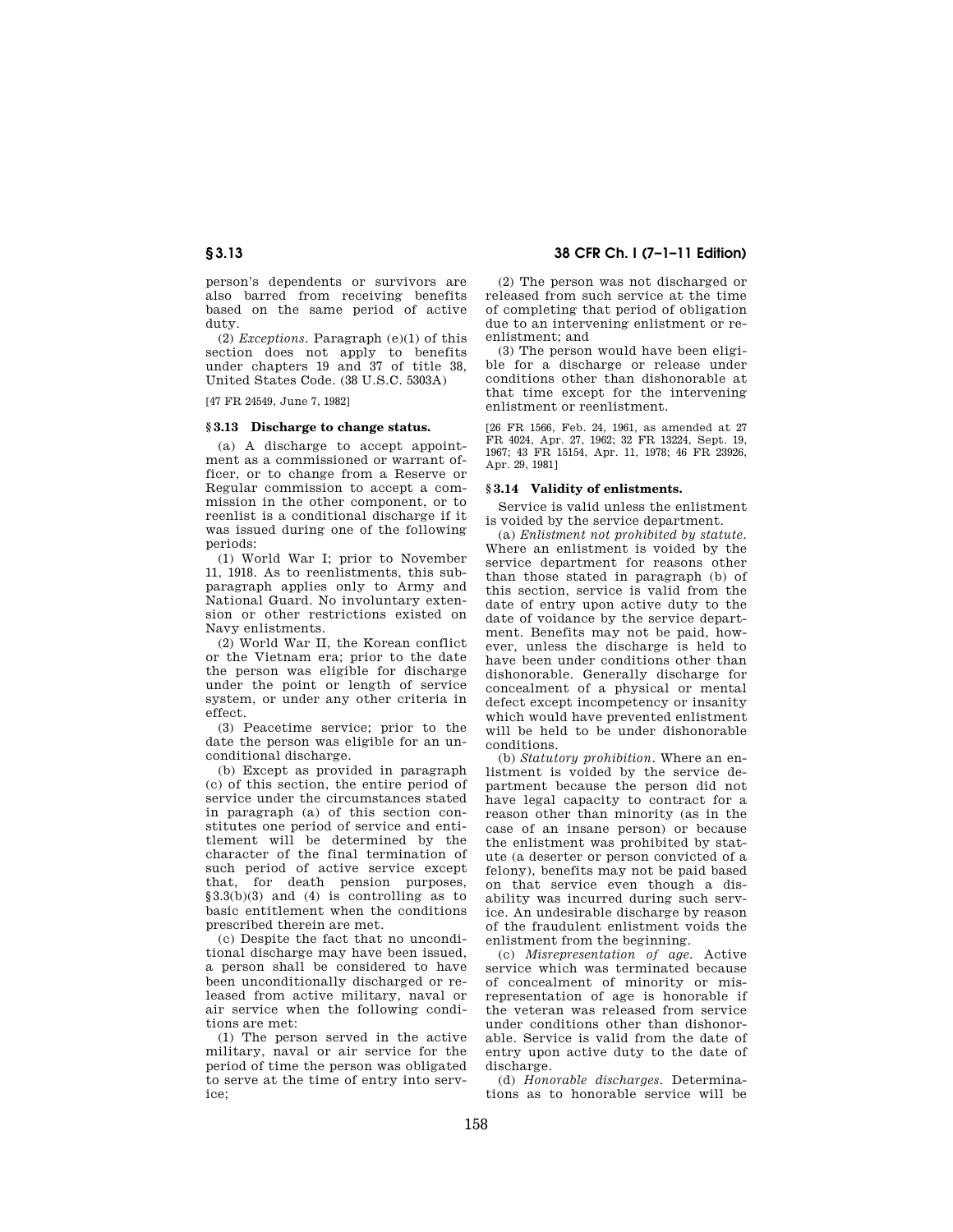person's dependents or survivors are also barred from receiving benefits based on the same period of active duty.

(2) *Exceptions.* Paragraph (e)(1) of this section does not apply to benefits under chapters 19 and 37 of title 38, United States Code. (38 U.S.C. 5303A)

[47 FR 24549, June 7, 1982]

### § 3.13 Discharge to change status.

(a) A discharge to accept appointment as a commissioned or warrant officer, or to change from a Reserve or Regular commission to accept a commission in the other component, or to reenlist is a conditional discharge if it was issued during one of the following periods:

(1) World War I; prior to November 11, 1918. As to reenlistments, this subparagraph applies only to Army and National Guard. No involuntary extension or other restrictions existed on Navy enlistments.

(2) World War II, the Korean conflict or the Vietnam era; prior to the date the person was eligible for discharge under the point or length of service system, or under any other criteria in effect.

(3) Peacetime service; prior to the date the person was eligible for an unconditional discharge.

(b) Except as provided in paragraph (c) of this section, the entire period of service under the circumstances stated in paragraph (a) of this section constitutes one period of service and entitlement will be determined by the character of the final termination of such period of active service except that, for death pension purposes, §3.3(b)(3) and (4) is controlling as to basic entitlement when the conditions prescribed therein are met.

(c) Despite the fact that no unconditional discharge may have been issued, a person shall be considered to have been unconditionally discharged or released from active military, naval or air service when the following conditions are met:

(1) The person served in the active military, naval or air service for the period of time the person was obligated to serve at the time of entry into service;

(2) The person was not discharged or released from such service at the time of completing that period of obligation due to an intervening enlistment or reenlistment; and

(3) The person would have been eligible for a discharge or release under conditions other than dishonorable at that time except for the intervening enlistment or reenlistment.

[26 FR 1566, Feb. 24, 1961, as amended at 27 FR 4024, Apr. 27, 1962; 32 FR 13224, Sept. 19, 1967; 43 FR 15154, Apr. 11, 1978; 46 FR 23926, Apr. 29, 1981]

### § 3.14 Validity of enlistments.

Service is valid unless the enlistment is voided by the service department.

(a) *Enlistment not prohibited by statute.* Where an enlistment is voided by the service department for reasons other than those stated in paragraph (b) of this section, service is valid from the date of entry upon active duty to the date of voidance by the service department. Benefits may not be paid, however, unless the discharge is held to have been under conditions other than dishonorable. Generally discharge for concealment of a physical or mental defect except incompetency or insanity which would have prevented enlistment will be held to be under dishonorable conditions.

(b) *Statutory prohibition.* Where an enlistment is voided by the service department because the person did not have legal capacity to contract for a reason other than minority (as in the case of an insane person) or because the enlistment was prohibited by statute (a deserter or person convicted of a felony), benefits may not be paid based on that service even though a disability was incurred during such service. An undesirable discharge by reason of the fraudulent enlistment voids the enlistment from the beginning.

(c) *Misrepresentation of age.* Active service which was terminated because of concealment of minority or misrepresentation of age is honorable if the veteran was released from service under conditions other than dishonorable. Service is valid from the date of entry upon active duty to the date of discharge.

(d) *Honorable discharges.* Determinations as to honorable service will be